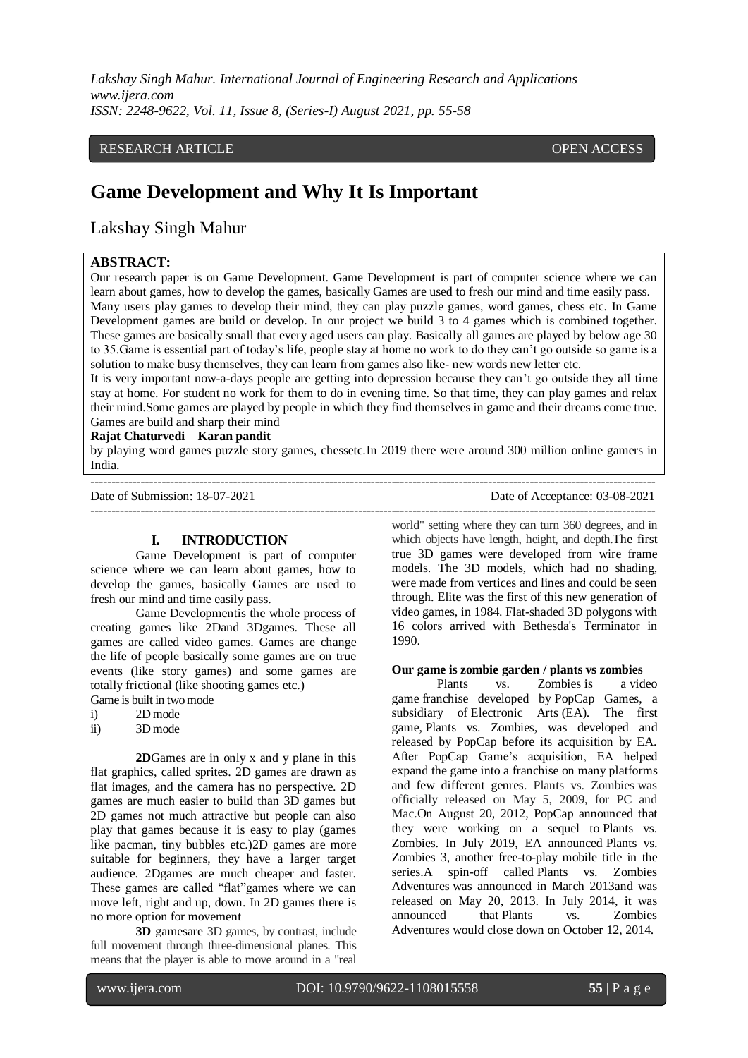RESEARCH ARTICLE OPEN ACCESS

# Game Development and Why It Is Important

Lakshay Singh Mahur

**ABSTRACT:**

Our research paper is on Game Development. Game Development is part of computer science where we can learn about games, how to develop the games, basically Games are used to fresh our mind and time easily pass. Many users play games to develop their mind, they can play puzzle games, word games, chess etc. In Game Development games are build or develop. In our project we build 3 to 4 games which is combined together. These games are basically small that every aged users can play. Basically all games are played by below age 30 to 35.Game is essential part of today's life, people stay at home no work to do they can't go outside so game is a solution to make busy themselves, they can learn from games also like- new words new letter etc.

It is very important now-a-days people are getting into depression because they can't go outside they all time stay at home. For student no work for them to do in evening time. So that time, they can play games and relax their mind.Some games are played by people in which they find themselves in game and their dreams come true. Games are build and sharp their mind

**Rajat Chaturvedi Karan pandit**

by playing word games puzzle story games, chessetc.In 2019 there were around 300 million online gamers in India.

---

Date of Submission: 18-07-2021 Date of Acceptance: 03-08-2021

---

## I. INTRODUCTION

Game Development is part of computer science where we can learn about games, how to develop the games, basically Games are used to fresh our mind and time easily pass.

Game Developmentis the whole process of creating games like 2Dand 3Dgames. These all games are called video games. Games are change the life of people basically some games are on true events (like story games) and some games are totally frictional (like shooting games etc.)

Game is built in two mode

i) 2D mode
ii) 3D mode

**2D**Games are in only x and y plane in this flat graphics, called sprites. 2D games are drawn as flat images, and the camera has no perspective. 2D games are much easier to build than 3D games but 2D games not much attractive but people can also play that games because it is easy to play (games like pacman, tiny bubbles etc.)2D games are more suitable for beginners, they have a larger target audience. 2Dgames are much cheaper and faster. These games are called "flat"games where we can move left, right and up, down. In 2D games there is no more option for movement

**3D** gamesare 3D games, by contrast, include full movement through three-dimensional planes. This means that the player is able to move around in a "real world" setting where they can turn 360 degrees, and in which objects have length, height, and depth.The first true 3D games were developed from wire frame models. The 3D models, which had no shading, were made from vertices and lines and could be seen through. Elite was the first of this new generation of video games, in 1984. Flat-shaded 3D polygons with 16 colors arrived with Bethesda's Terminator in 1990.

**Our game is zombie garden / plants vs zombies**

Plants vs. Zombies is a video game franchise developed by PopCap Games, a subsidiary of Electronic Arts (EA). The first game, Plants vs. Zombies, was developed and released by PopCap before its acquisition by EA. After PopCap Game's acquisition, EA helped expand the game into a franchise on many platforms and few different genres. Plants vs. Zombies was officially released on May 5, 2009, for PC and Mac.On August 20, 2012, PopCap announced that they were working on a sequel to Plants vs. Zombies. In July 2019, EA announced Plants vs. Zombies 3, another free-to-play mobile title in the series.A spin-off called Plants vs. Zombies Adventures was announced in March 2013and was released on May 20, 2013. In July 2014, it was announced that Plants vs. Zombies Adventures would close down on October 12, 2014.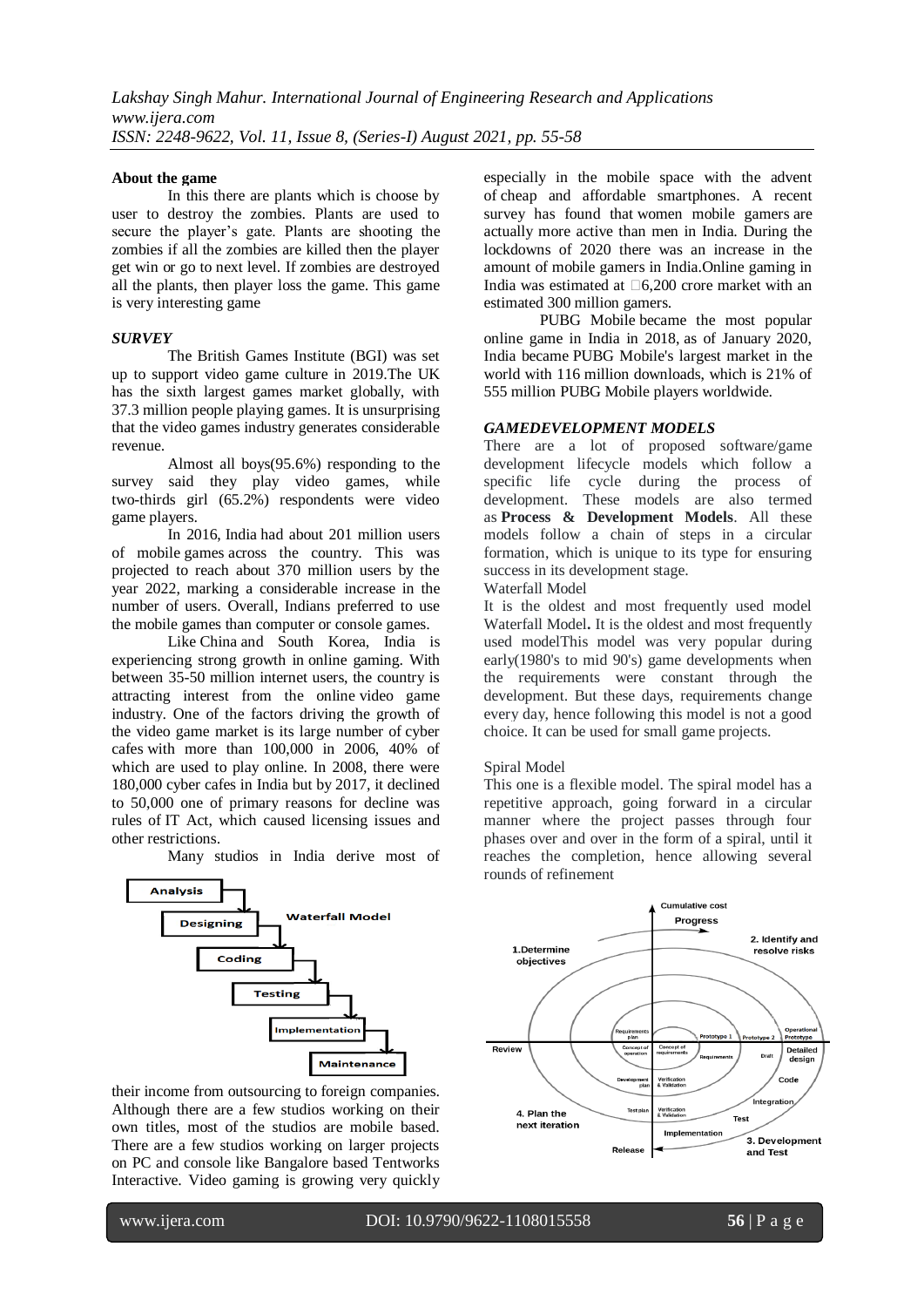**About the game**

In this there are plants which is choose by user to destroy the zombies. Plants are used to secure the player's gate. Plants are shooting the zombies if all the zombies are killed then the player get win or go to next level. If zombies are destroyed all the plants, then player loss the game. This game is very interesting game

***SURVEY***

The British Games Institute (BGI) was set up to support video game culture in 2019.The UK has the sixth largest games market globally, with 37.3 million people playing games. It is unsurprising that the video games industry generates considerable revenue.

Almost all boys(95.6%) responding to the survey said they play video games, while two-thirds girl (65.2%) respondents were video game players.

In 2016, India had about 201 million users of mobile games across the country. This was projected to reach about 370 million users by the year 2022, marking a considerable increase in the number of users. Overall, Indians preferred to use the mobile games than computer or console games.

Like China and South Korea, India is experiencing strong growth in online gaming. With between 35-50 million internet users, the country is attracting interest from the online video game industry. One of the factors driving the growth of the video game market is its large number of cyber cafes with more than 100,000 in 2006, 40% of which are used to play online. In 2008, there were 180,000 cyber cafes in India but by 2017, it declined to 50,000 one of primary reasons for decline was rules of IT Act, which caused licensing issues and other restrictions.

Many studios in India derive most of their income from outsourcing to foreign companies. Although there are a few studios working on their own titles, most of the studios are mobile based. There are a few studios working on larger projects on PC and console like Bangalore based Tentworks Interactive. Video gaming is growing very quickly especially in the mobile space with the advent of cheap and affordable smartphones. A recent survey has found that women mobile gamers are actually more active than men in India. During the lockdowns of 2020 there was an increase in the amount of mobile gamers in India.Online gaming in India was estimated at ₹6,200 crore market with an estimated 300 million gamers.

PUBG Mobile became the most popular online game in India in 2018, as of January 2020, India became PUBG Mobile's largest market in the world with 116 million downloads, which is 21% of 555 million PUBG Mobile players worldwide.

***GAMEDEVELOPMENT MODELS***

There are a lot of proposed software/game development lifecycle models which follow a specific life cycle during the process of development. These models are also termed as **Process & Development Models**. All these models follow a chain of steps in a circular formation, which is unique to its type for ensuring success in its development stage.

Waterfall Model

It is the oldest and most frequently used model Waterfall Model**.** It is the oldest and most frequently used modelThis model was very popular during early(1980's to mid 90's) game developments when the requirements were constant through the development. But these days, requirements change every day, hence following this model is not a good choice. It can be used for small game projects.

Spiral Model

This one is a flexible model. The spiral model has a repetitive approach, going forward in a circular manner where the project passes through four phases over and over in the form of a spiral, until it reaches the completion, hence allowing several rounds of refinement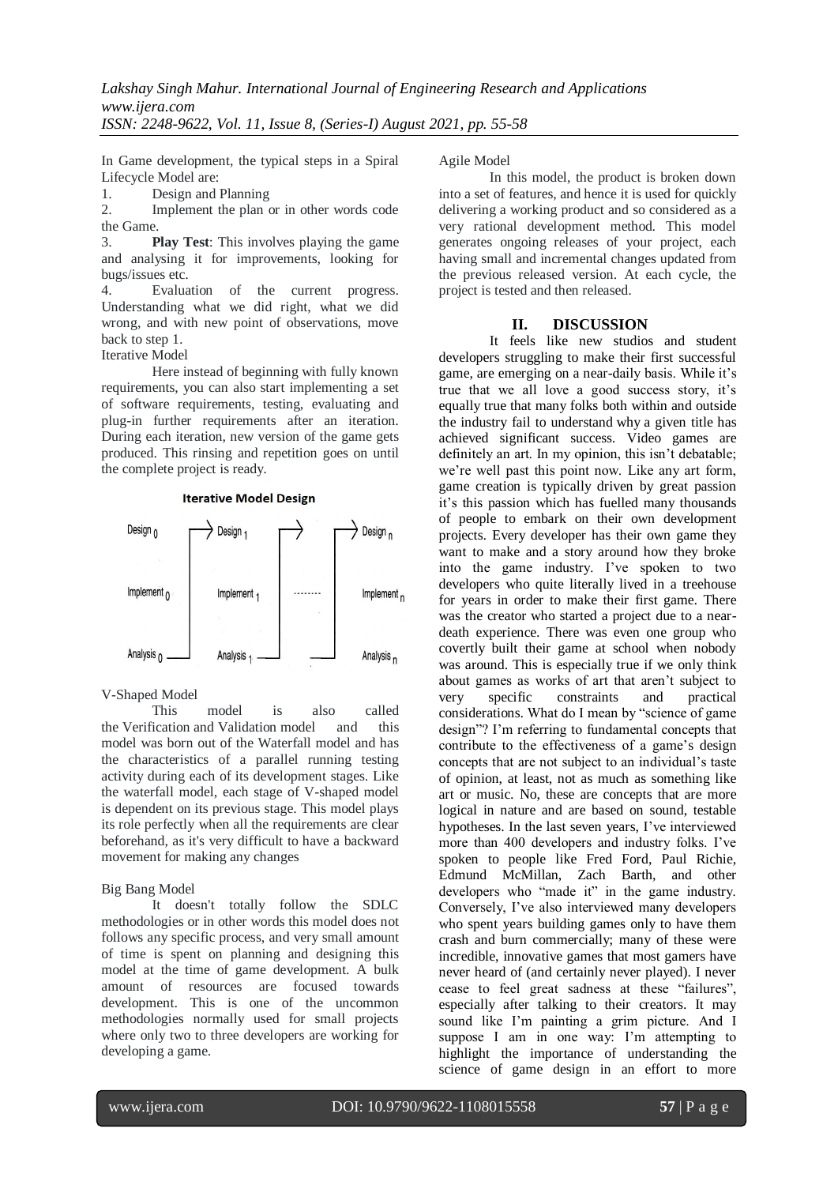In Game development, the typical steps in a Spiral Lifecycle Model are:

1. Design and Planning
2. Implement the plan or in other words code the Game.
3. **Play Test**: This involves playing the game and analysing it for improvements, looking for bugs/issues etc.
4. Evaluation of the current progress. Understanding what we did right, what we did wrong, and with new point of observations, move back to step 1.

Iterative Model

Here instead of beginning with fully known requirements, you can also start implementing a set of software requirements, testing, evaluating and plug-in further requirements after an iteration. During each iteration, new version of the game gets produced. This rinsing and repetition goes on until the complete project is ready.

**Iterative Model Design**

Design 0 → Design 1 → ... → Design n
Implement 0, Implement 1, ......., Implement n
Analysis 0, Analysis 1, Analysis n

V-Shaped Model

This model is also called the Verification and Validation model and this model was born out of the Waterfall model and has the characteristics of a parallel running testing activity during each of its development stages. Like the waterfall model, each stage of V-shaped model is dependent on its previous stage. This model plays its role perfectly when all the requirements are clear beforehand, as it's very difficult to have a backward movement for making any changes

Big Bang Model

It doesn't totally follow the SDLC methodologies or in other words this model does not follows any specific process, and very small amount of time is spent on planning and designing this model at the time of game development. A bulk amount of resources are focused towards development. This is one of the uncommon methodologies normally used for small projects where only two to three developers are working for developing a game.

Agile Model

In this model, the product is broken down into a set of features, and hence it is used for quickly delivering a working product and so considered as a very rational development method. This model generates ongoing releases of your project, each having small and incremental changes updated from the previous released version. At each cycle, the project is tested and then released.

## II. DISCUSSION

It feels like new studios and student developers struggling to make their first successful game, are emerging on a near-daily basis. While it's true that we all love a good success story, it's equally true that many folks both within and outside the industry fail to understand why a given title has achieved significant success. Video games are definitely an art. In my opinion, this isn't debatable; we're well past this point now. Like any art form, game creation is typically driven by great passion it's this passion which has fuelled many thousands of people to embark on their own development projects. Every developer has their own game they want to make and a story around how they broke into the game industry. I've spoken to two developers who quite literally lived in a treehouse for years in order to make their first game. There was the creator who started a project due to a near-death experience. There was even one group who covertly built their game at school when nobody was around. This is especially true if we only think about games as works of art that aren't subject to very specific constraints and practical considerations. What do I mean by "science of game design"? I'm referring to fundamental concepts that contribute to the effectiveness of a game's design concepts that are not subject to an individual's taste of opinion, at least, not as much as something like art or music. No, these are concepts that are more logical in nature and are based on sound, testable hypotheses. In the last seven years, I've interviewed more than 400 developers and industry folks. I've spoken to people like Fred Ford, Paul Richie, Edmund McMillan, Zach Barth, and other developers who "made it" in the game industry. Conversely, I've also interviewed many developers who spent years building games only to have them crash and burn commercially; many of these were incredible, innovative games that most gamers have never heard of (and certainly never played). I never cease to feel great sadness at these "failures", especially after talking to their creators. It may sound like I'm painting a grim picture. And I suppose I am in one way: I'm attempting to highlight the importance of understanding the science of game design in an effort to more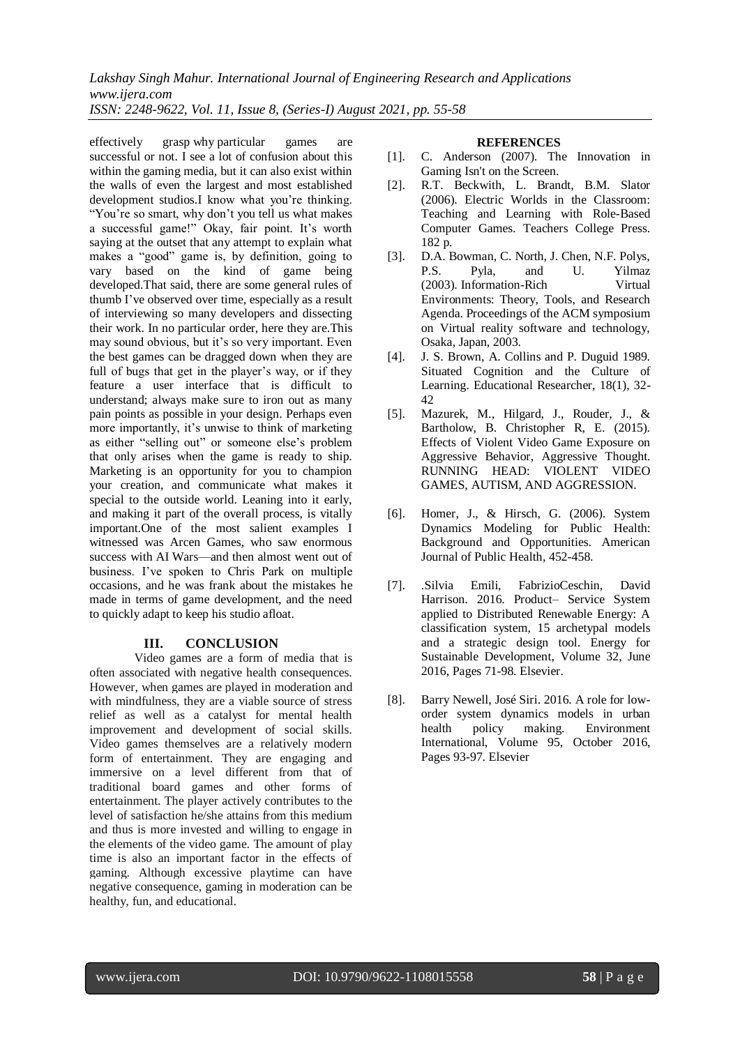effectively grasp why particular games are successful or not. I see a lot of confusion about this within the gaming media, but it can also exist within the walls of even the largest and most established development studios.I know what you're thinking. "You're so smart, why don't you tell us what makes a successful game!" Okay, fair point. It's worth saying at the outset that any attempt to explain what makes a "good" game is, by definition, going to vary based on the kind of game being developed.That said, there are some general rules of thumb I've observed over time, especially as a result of interviewing so many developers and dissecting their work. In no particular order, here they are.This may sound obvious, but it's so very important. Even the best games can be dragged down when they are full of bugs that get in the player's way, or if they feature a user interface that is difficult to understand; always make sure to iron out as many pain points as possible in your design. Perhaps even more importantly, it's unwise to think of marketing as either "selling out" or someone else's problem that only arises when the game is ready to ship. Marketing is an opportunity for you to champion your creation, and communicate what makes it special to the outside world. Leaning into it early, and making it part of the overall process, is vitally important.One of the most salient examples I witnessed was Arcen Games, who saw enormous success with AI Wars—and then almost went out of business. I've spoken to Chris Park on multiple occasions, and he was frank about the mistakes he made in terms of game development, and the need to quickly adapt to keep his studio afloat.

## III. CONCLUSION

Video games are a form of media that is often associated with negative health consequences. However, when games are played in moderation and with mindfulness, they are a viable source of stress relief as well as a catalyst for mental health improvement and development of social skills. Video games themselves are a relatively modern form of entertainment. They are engaging and immersive on a level different from that of traditional board games and other forms of entertainment. The player actively contributes to the level of satisfaction he/she attains from this medium and thus is more invested and willing to engage in the elements of the video game. The amount of play time is also an important factor in the effects of gaming. Although excessive playtime can have negative consequence, gaming in moderation can be healthy, fun, and educational.

## REFERENCES

[1]. C. Anderson (2007). The Innovation in Gaming Isn't on the Screen.

[2]. R.T. Beckwith, L. Brandt, B.M. Slator (2006). Electric Worlds in the Classroom: Teaching and Learning with Role-Based Computer Games. Teachers College Press. 182 p.

[3]. D.A. Bowman, C. North, J. Chen, N.F. Polys, P.S. Pyla, and U. Yilmaz (2003). Information-Rich Virtual Environments: Theory, Tools, and Research Agenda. Proceedings of the ACM symposium on Virtual reality software and technology, Osaka, Japan, 2003.

[4]. J. S. Brown, A. Collins and P. Duguid 1989. Situated Cognition and the Culture of Learning. Educational Researcher, 18(1), 32-42

[5]. Mazurek, M., Hilgard, J., Rouder, J., & Bartholow, B. Christopher R, E. (2015). Effects of Violent Video Game Exposure on Aggressive Behavior, Aggressive Thought. RUNNING HEAD: VIOLENT VIDEO GAMES, AUTISM, AND AGGRESSION.

[6]. Homer, J., & Hirsch, G. (2006). System Dynamics Modeling for Public Health: Background and Opportunities. American Journal of Public Health, 452-458.

[7]. .Silvia Emili, FabrizioCeschin, David Harrison. 2016. Product– Service System applied to Distributed Renewable Energy: A classification system, 15 archetypal models and a strategic design tool. Energy for Sustainable Development, Volume 32, June 2016, Pages 71-98. Elsevier.

[8]. Barry Newell, José Siri. 2016. A role for low-order system dynamics models in urban health policy making. Environment International, Volume 95, October 2016, Pages 93-97. Elsevier